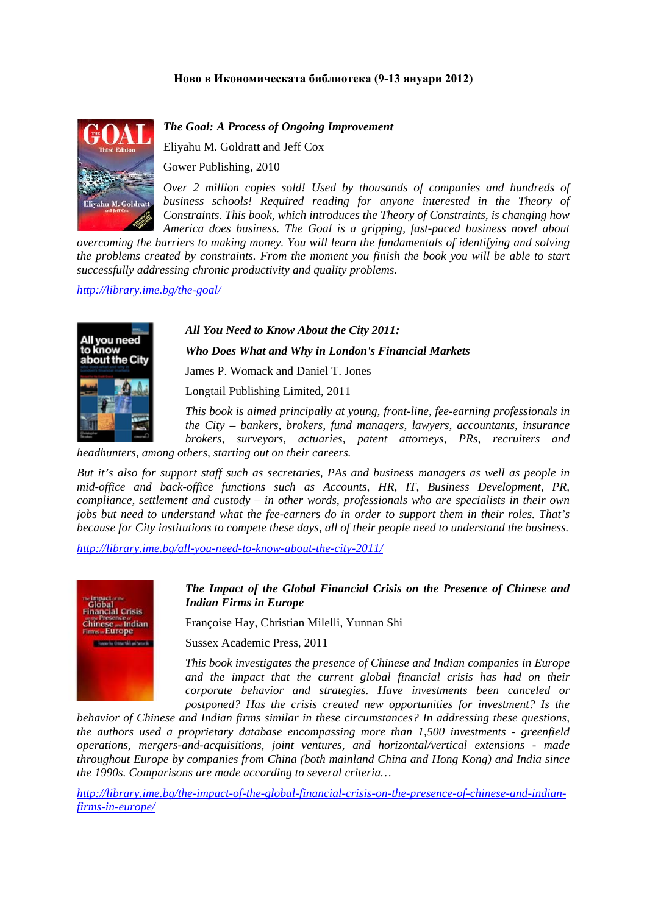**Ново в Икономическата библиотека (9-13 януари 2012)**

***The Goal: A Process of Ongoing Improvement***

Eliyahu M. Goldratt and Jeff Cox

Gower Publishing, 2010

*Over 2 million copies sold! Used by thousands of companies and hundreds of business schools! Required reading for anyone interested in the Theory of Constraints. This book, which introduces the Theory of Constraints, is changing how America does business. The Goal is a gripping, fast-paced business novel about overcoming the barriers to making money. You will learn the fundamentals of identifying and solving the problems created by constraints. From the moment you finish the book you will be able to start successfully addressing chronic productivity and quality problems.*

*http://library.ime.bg/the-goal/*

***All You Need to Know About the City 2011:***

***Who Does What and Why in London's Financial Markets***

James P. Womack and Daniel T. Jones

Longtail Publishing Limited, 2011

*This book is aimed principally at young, front-line, fee-earning professionals in the City – bankers, brokers, fund managers, lawyers, accountants, insurance brokers, surveyors, actuaries, patent attorneys, PRs, recruiters and headhunters, among others, starting out on their careers.*

*But it's also for support staff such as secretaries, PAs and business managers as well as people in mid-office and back-office functions such as Accounts, HR, IT, Business Development, PR, compliance, settlement and custody – in other words, professionals who are specialists in their own jobs but need to understand what the fee-earners do in order to support them in their roles. That's because for City institutions to compete these days, all of their people need to understand the business.*

*http://library.ime.bg/all-you-need-to-know-about-the-city-2011/*

***The Impact of the Global Financial Crisis on the Presence of Chinese and Indian Firms in Europe***

Françoise Hay, Christian Milelli, Yunnan Shi

Sussex Academic Press, 2011

*This book investigates the presence of Chinese and Indian companies in Europe and the impact that the current global financial crisis has had on their corporate behavior and strategies. Have investments been canceled or postponed? Has the crisis created new opportunities for investment? Is the behavior of Chinese and Indian firms similar in these circumstances? In addressing these questions, the authors used a proprietary database encompassing more than 1,500 investments - greenfield operations, mergers-and-acquisitions, joint ventures, and horizontal/vertical extensions - made throughout Europe by companies from China (both mainland China and Hong Kong) and India since the 1990s. Comparisons are made according to several criteria…*

*http://library.ime.bg/the-impact-of-the-global-financial-crisis-on-the-presence-of-chinese-and-indian-firms-in-europe/*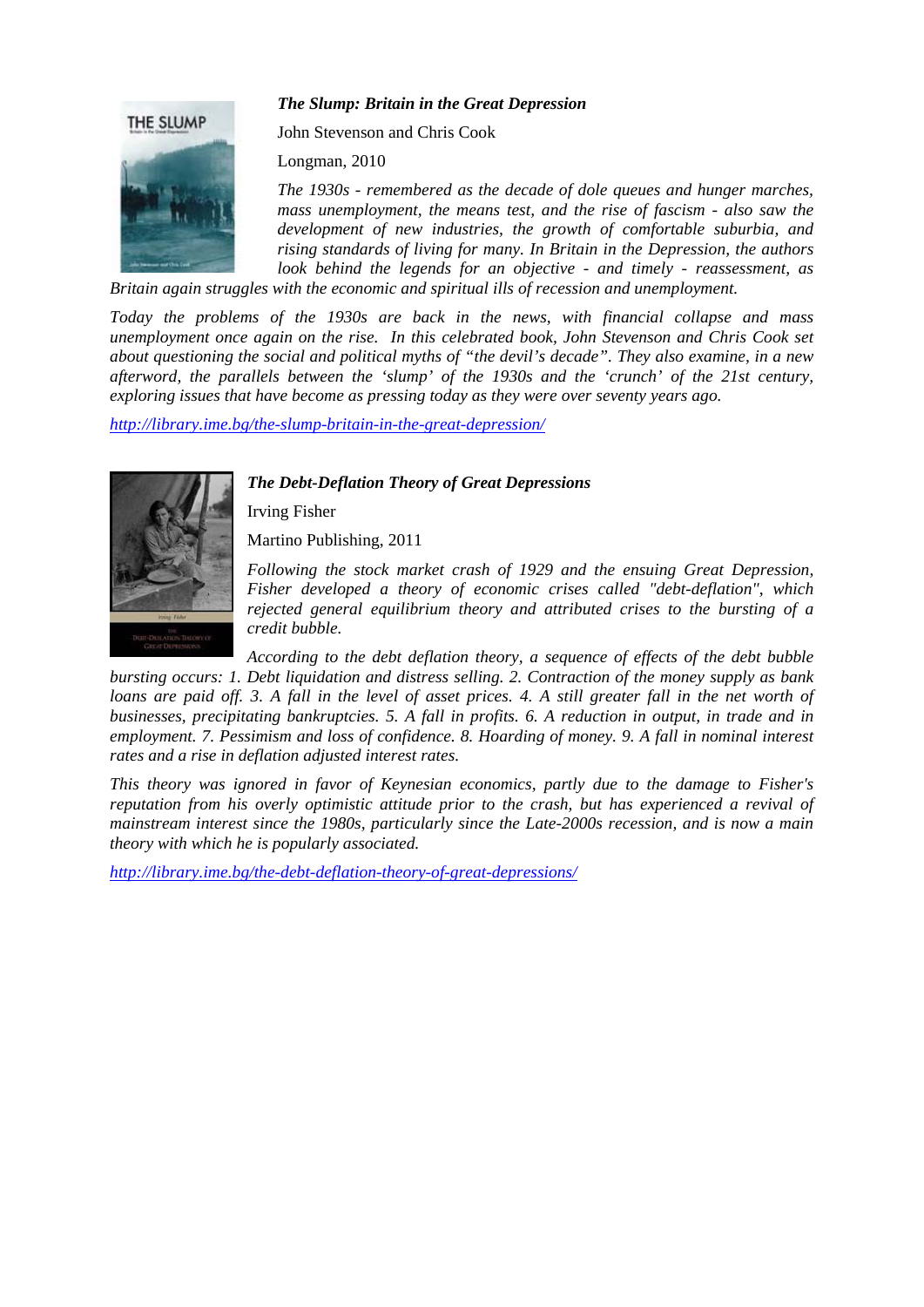***The Slump: Britain in the Great Depression***

John Stevenson and Chris Cook

Longman, 2010

*The 1930s - remembered as the decade of dole queues and hunger marches, mass unemployment, the means test, and the rise of fascism - also saw the development of new industries, the growth of comfortable suburbia, and rising standards of living for many. In Britain in the Depression, the authors look behind the legends for an objective - and timely - reassessment, as Britain again struggles with the economic and spiritual ills of recession and unemployment.*

*Today the problems of the 1930s are back in the news, with financial collapse and mass unemployment once again on the rise. In this celebrated book, John Stevenson and Chris Cook set about questioning the social and political myths of "the devil's decade". They also examine, in a new afterword, the parallels between the 'slump' of the 1930s and the 'crunch' of the 21st century, exploring issues that have become as pressing today as they were over seventy years ago.*

*http://library.ime.bg/the-slump-britain-in-the-great-depression/*

***The Debt-Deflation Theory of Great Depressions***

Irving Fisher

Martino Publishing, 2011

*Following the stock market crash of 1929 and the ensuing Great Depression, Fisher developed a theory of economic crises called "debt-deflation", which rejected general equilibrium theory and attributed crises to the bursting of a credit bubble.*

*According to the debt deflation theory, a sequence of effects of the debt bubble bursting occurs: 1. Debt liquidation and distress selling. 2. Contraction of the money supply as bank loans are paid off. 3. A fall in the level of asset prices. 4. A still greater fall in the net worth of businesses, precipitating bankruptcies. 5. A fall in profits. 6. A reduction in output, in trade and in employment. 7. Pessimism and loss of confidence. 8. Hoarding of money. 9. A fall in nominal interest rates and a rise in deflation adjusted interest rates.*

*This theory was ignored in favor of Keynesian economics, partly due to the damage to Fisher's reputation from his overly optimistic attitude prior to the crash, but has experienced a revival of mainstream interest since the 1980s, particularly since the Late-2000s recession, and is now a main theory with which he is popularly associated.*

*http://library.ime.bg/the-debt-deflation-theory-of-great-depressions/*